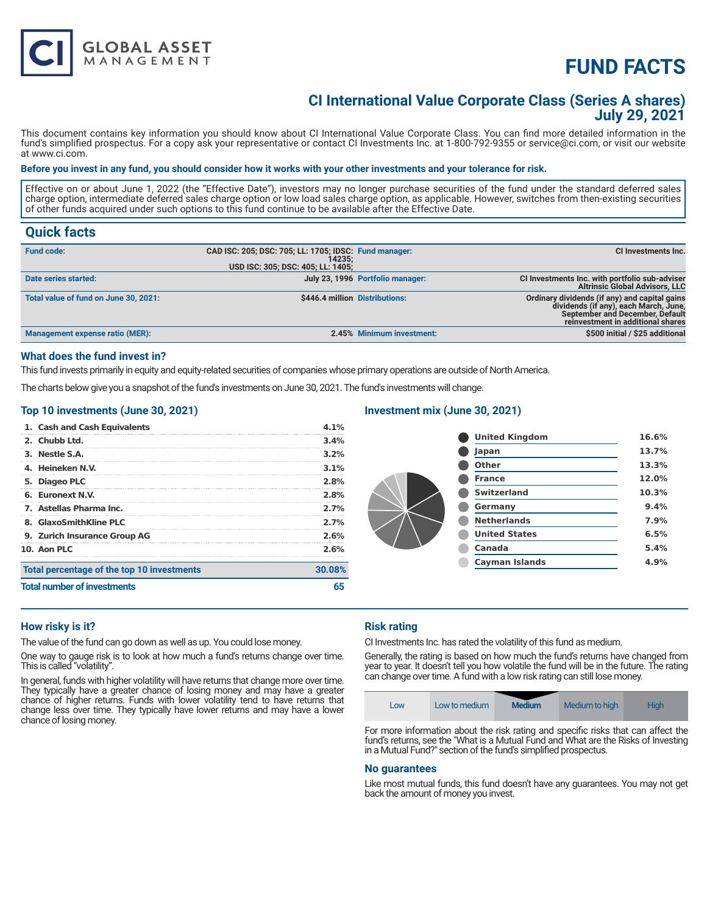# FUND FACTS

## CI International Value Corporate Class (Series A shares)
## July 29, 2021

This document contains key information you should know about CI International Value Corporate Class. You can find more detailed information in the fund's simplified prospectus. For a copy ask your representative or contact CI Investments Inc. at 1-800-792-9355 or service@ci.com, or visit our website at www.ci.com.

**Before you invest in any fund, you should consider how it works with your other investments and your tolerance for risk.**

Effective on or about June 1, 2022 (the "Effective Date"), investors may no longer purchase securities of the fund under the standard deferred sales charge option, intermediate deferred sales charge option or low load sales charge option, as applicable. However, switches from then-existing securities of other funds acquired under such options to this fund continue to be available after the Effective Date.

## Quick facts

| | | | |
|---|---|---|---|
| **Fund code:** | CAD ISC: 205; DSC: 705; LL: 1705; IDSC: 14235; USD ISC: 305; DSC: 405; LL: 1405; | **Fund manager:** | CI Investments Inc. |
| **Date series started:** | July 23, 1996 | **Portfolio manager:** | CI Investments Inc. with portfolio sub-adviser Altrinsic Global Advisors, LLC |
| **Total value of fund on June 30, 2021:** | $446.4 million | **Distributions:** | Ordinary dividends (if any) and capital gains dividends (if any), each March, June, September and December, Default reinvestment in additional shares |
| **Management expense ratio (MER):** | 2.45% | **Minimum investment:** | $500 initial / $25 additional |

### What does the fund invest in?

This fund invests primarily in equity and equity-related securities of companies whose primary operations are outside of North America.

The charts below give you a snapshot of the fund's investments on June 30, 2021. The fund's investments will change.

### Top 10 investments (June 30, 2021)

| | |
|---|---|
| 1. Cash and Cash Equivalents | 4.1% |
| 2. Chubb Ltd. | 3.4% |
| 3. Nestle S.A. | 3.2% |
| 4. Heineken N.V. | 3.1% |
| 5. Diageo PLC | 2.8% |
| 6. Euronext N.V. | 2.8% |
| 7. Astellas Pharma Inc. | 2.7% |
| 8. GlaxoSmithKline PLC | 2.7% |
| 9. Zurich Insurance Group AG | 2.6% |
| 10. Aon PLC | 2.6% |
| **Total percentage of the top 10 investments** | **30.08%** |
| **Total number of investments** | **65** |

### Investment mix (June 30, 2021)

| | |
|---|---|
| United Kingdom | 16.6% |
| Japan | 13.7% |
| Other | 13.3% |
| France | 12.0% |
| Switzerland | 10.3% |
| Germany | 9.4% |
| Netherlands | 7.9% |
| United States | 6.5% |
| Canada | 5.4% |
| Cayman Islands | 4.9% |

### How risky is it?

The value of the fund can go down as well as up. You could lose money.

One way to gauge risk is to look at how much a fund's returns change over time. This is called "volatility".

In general, funds with higher volatility will have returns that change more over time. They typically have a greater chance of losing money and may have a greater chance of higher returns. Funds with lower volatility tend to have returns that change less over time. They typically have lower returns and may have a lower chance of losing money.

### Risk rating

CI Investments Inc. has rated the volatility of this fund as medium.

Generally, the rating is based on how much the fund's returns have changed from year to year. It doesn't tell you how volatile the fund will be in the future. The rating can change over time. A fund with a low risk rating can still lose money.

| Low | Low to medium | **Medium** | Medium to high | High |
|---|---|---|---|---|

For more information about the risk rating and specific risks that can affect the fund's returns, see the "What is a Mutual Fund and What are the Risks of Investing in a Mutual Fund?" section of the fund's simplified prospectus.

### No guarantees

Like most mutual funds, this fund doesn't have any guarantees. You may not get back the amount of money you invest.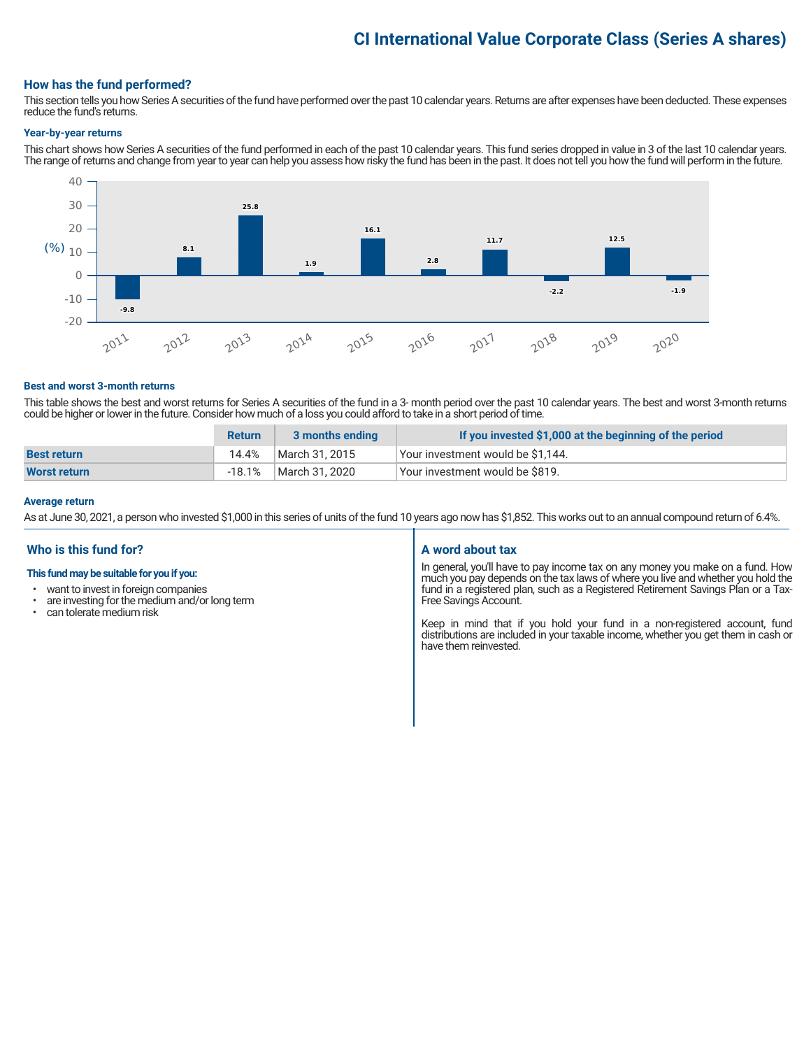# CI International Value Corporate Class (Series A shares)

## How has the fund performed?

This section tells you how Series A securities of the fund have performed over the past 10 calendar years. Returns are after expenses have been deducted. These expenses reduce the fund's returns.

### Year-by-year returns

This chart shows how Series A securities of the fund performed in each of the past 10 calendar years. This fund series dropped in value in 3 of the last 10 calendar years. The range of returns and change from year to year can help you assess how risky the fund has been in the past. It does not tell you how the fund will perform in the future.

| Year | 2011 | 2012 | 2013 | 2014 | 2015 | 2016 | 2017 | 2018 | 2019 | 2020 |
|---|---|---|---|---|---|---|---|---|---|---|
| (%) | -9.8 | 8.1 | 25.8 | 1.9 | 16.1 | 2.8 | 11.7 | -2.2 | 12.5 | -1.9 |

### Best and worst 3-month returns

This table shows the best and worst returns for Series A securities of the fund in a 3- month period over the past 10 calendar years. The best and worst 3-month returns could be higher or lower in the future. Consider how much of a loss you could afford to take in a short period of time.

| | Return | 3 months ending | If you invested $1,000 at the beginning of the period |
|---|---|---|---|
| **Best return** | 14.4% | March 31, 2015 | Your investment would be $1,144. |
| **Worst return** | -18.1% | March 31, 2020 | Your investment would be $819. |

### Average return

As at June 30, 2021, a person who invested $1,000 in this series of units of the fund 10 years ago now has $1,852. This works out to an annual compound return of 6.4%.

## Who is this fund for?

**This fund may be suitable for you if you:**

- want to invest in foreign companies
- are investing for the medium and/or long term
- can tolerate medium risk

## A word about tax

In general, you'll have to pay income tax on any money you make on a fund. How much you pay depends on the tax laws of where you live and whether you hold the fund in a registered plan, such as a Registered Retirement Savings Plan or a Tax-Free Savings Account.

Keep in mind that if you hold your fund in a non-registered account, fund distributions are included in your taxable income, whether you get them in cash or have them reinvested.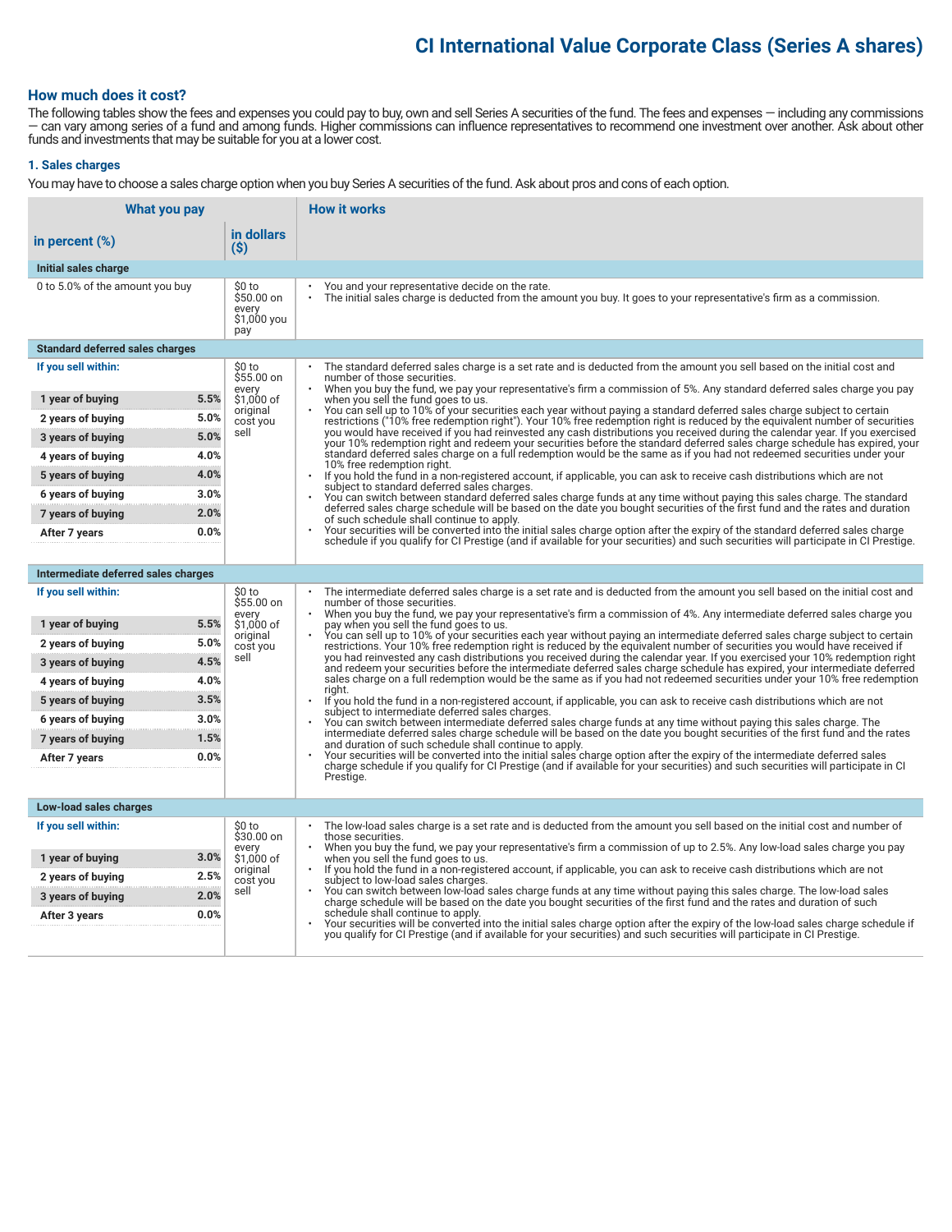# CI International Value Corporate Class (Series A shares)

## How much does it cost?

The following tables show the fees and expenses you could pay to buy, own and sell Series A securities of the fund. The fees and expenses — including any commissions — can vary among series of a fund and among funds. Higher commissions can influence representatives to recommend one investment over another. Ask about other funds and investments that may be suitable for you at a lower cost.

### 1. Sales charges

You may have to choose a sales charge option when you buy Series A securities of the fund. Ask about pros and cons of each option.

| What you pay | | | How it works |
|---|---|---|---|
| **in percent (%)** | | **in dollars ($)** | |
| **Initial sales charge** | | | |
| 0 to 5.0% of the amount you buy | | $0 to $50.00 on every $1,000 you pay | • You and your representative decide on the rate.<br>• The initial sales charge is deducted from the amount you buy. It goes to your representative's firm as a commission. |
| **Standard deferred sales charges** | | | |
| **If you sell within:** | | $0 to $55.00 on every $1,000 of original cost you sell | • The standard deferred sales charge is a set rate and is deducted from the amount you sell based on the initial cost and number of those securities.<br>• When you buy the fund, we pay your representative's firm a commission of 5%. Any standard deferred sales charge you pay when you sell the fund goes to us.<br>• You can sell up to 10% of your securities each year without paying a standard deferred sales charge subject to certain restrictions ("10% free redemption right"). Your 10% free redemption right is reduced by the equivalent number of securities you would have received if you had reinvested any cash distributions you received during the calendar year. If you exercised your 10% redemption right and redeem your securities before the standard deferred sales charge schedule has expired, your standard deferred sales charge on a full redemption would be the same as if you had not redeemed securities under your 10% free redemption right.<br>• If you hold the fund in a non-registered account, if applicable, you can ask to receive cash distributions which are not subject to standard deferred sales charges.<br>• You can switch between standard deferred sales charge funds at any time without paying this sales charge. The standard deferred sales charge schedule will be based on the date you bought securities of the first fund and the rates and duration of such schedule shall continue to apply.<br>• Your securities will be converted into the initial sales charge option after the expiry of the standard deferred sales charge schedule if you qualify for CI Prestige (and if available for your securities) and such securities will participate in CI Prestige. |
| 1 year of buying | 5.5% | | |
| 2 years of buying | 5.0% | | |
| 3 years of buying | 5.0% | | |
| 4 years of buying | 4.0% | | |
| 5 years of buying | 4.0% | | |
| 6 years of buying | 3.0% | | |
| 7 years of buying | 2.0% | | |
| After 7 years | 0.0% | | |
| **Intermediate deferred sales charges** | | | |
| **If you sell within:** | | $0 to $55.00 on every $1,000 of original cost you sell | • The intermediate deferred sales charge is a set rate and is deducted from the amount you sell based on the initial cost and number of those securities.<br>• When you buy the fund, we pay your representative's firm a commission of 4%. Any intermediate deferred sales charge you pay when you sell the fund goes to us.<br>• You can sell up to 10% of your securities each year without paying an intermediate deferred sales charge subject to certain restrictions. Your 10% free redemption right is reduced by the equivalent number of securities you would have received if you had reinvested any cash distributions you received during the calendar year. If you exercised your 10% redemption right and redeem your securities before the intermediate deferred sales charge schedule has expired, your intermediate deferred sales charge on a full redemption would be the same as if you had not redeemed securities under your 10% free redemption right.<br>• If you hold the fund in a non-registered account, if applicable, you can ask to receive cash distributions which are not subject to intermediate deferred sales charges.<br>• You can switch between intermediate deferred sales charge funds at any time without paying this sales charge. The intermediate deferred sales charge schedule will be based on the date you bought securities of the first fund and the rates and duration of such schedule shall continue to apply.<br>• Your securities will be converted into the initial sales charge option after the expiry of the intermediate deferred sales charge schedule if you qualify for CI Prestige (and if available for your securities) and such securities will participate in CI Prestige. |
| 1 year of buying | 5.5% | | |
| 2 years of buying | 5.0% | | |
| 3 years of buying | 4.5% | | |
| 4 years of buying | 4.0% | | |
| 5 years of buying | 3.5% | | |
| 6 years of buying | 3.0% | | |
| 7 years of buying | 1.5% | | |
| After 7 years | 0.0% | | |
| **Low-load sales charges** | | | |
| **If you sell within:** | | $0 to $30.00 on every $1,000 of original cost you sell | • The low-load sales charge is a set rate and is deducted from the amount you sell based on the initial cost and number of those securities.<br>• When you buy the fund, we pay your representative's firm a commission of up to 2.5%. Any low-load sales charge you pay when you sell the fund goes to us.<br>• If you hold the fund in a non-registered account, if applicable, you can ask to receive cash distributions which are not subject to low-load sales charges.<br>• You can switch between low-load sales charge funds at any time without paying this sales charge. The low-load sales charge schedule will be based on the date you bought securities of the first fund and the rates and duration of such schedule shall continue to apply.<br>• Your securities will be converted into the initial sales charge option after the expiry of the low-load sales charge schedule if you qualify for CI Prestige (and if available for your securities) and such securities will participate in CI Prestige. |
| 1 year of buying | 3.0% | | |
| 2 years of buying | 2.5% | | |
| 3 years of buying | 2.0% | | |
| After 3 years | 0.0% | | |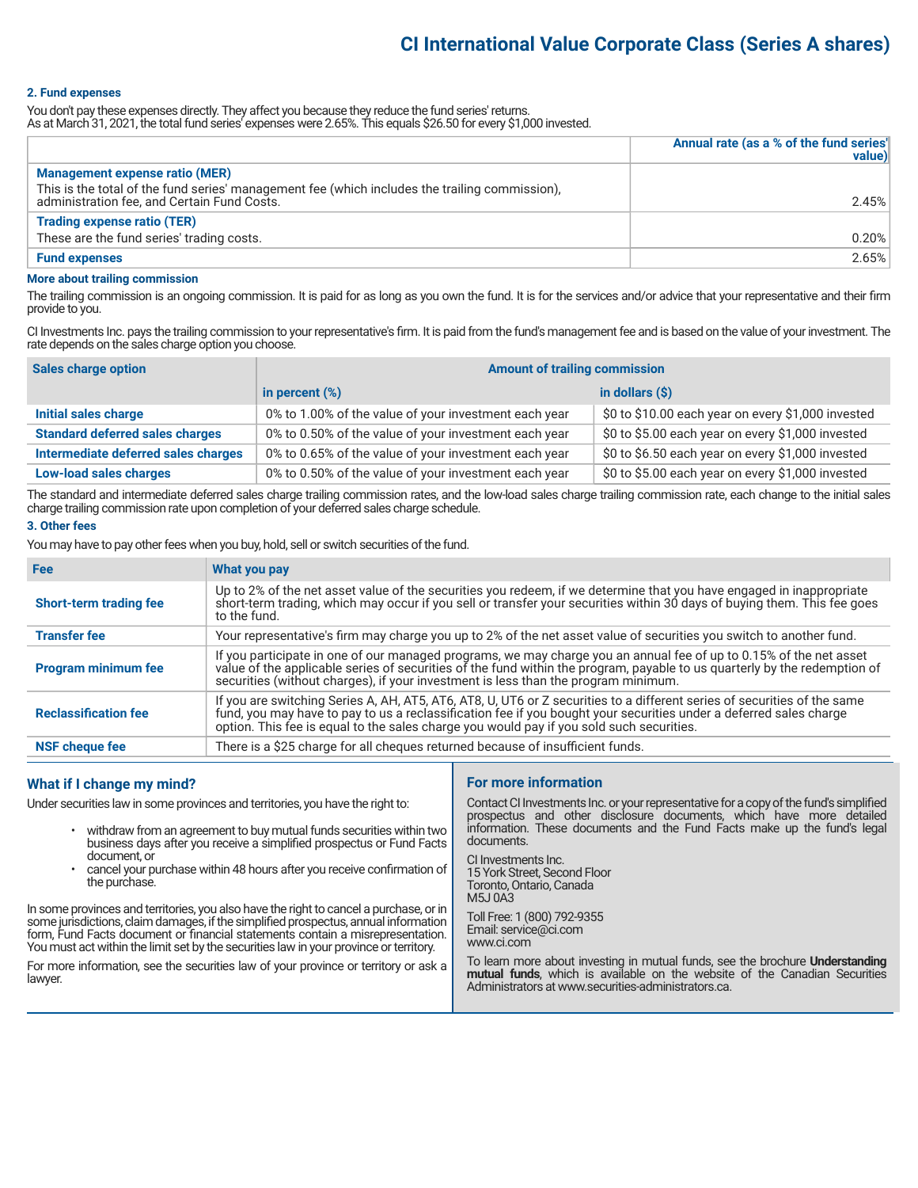# CI International Value Corporate Class (Series A shares)

### 2. Fund expenses

You don't pay these expenses directly. They affect you because they reduce the fund series' returns.
As at March 31, 2021, the total fund series' expenses were 2.65%. This equals $26.50 for every $1,000 invested.

| | Annual rate (as a % of the fund series' value) |
|---|---|
| **Management expense ratio (MER)**<br>This is the total of the fund series' management fee (which includes the trailing commission), administration fee, and Certain Fund Costs. | 2.45% |
| **Trading expense ratio (TER)**<br>These are the fund series' trading costs. | 0.20% |
| **Fund expenses** | 2.65% |

#### More about trailing commission

The trailing commission is an ongoing commission. It is paid for as long as you own the fund. It is for the services and/or advice that your representative and their firm provide to you.

CI Investments Inc. pays the trailing commission to your representative's firm. It is paid from the fund's management fee and is based on the value of your investment. The rate depends on the sales charge option you choose.

| Sales charge option | Amount of trailing commission | |
|---|---|---|
| | in percent (%) | in dollars ($) |
| Initial sales charge | 0% to 1.00% of the value of your investment each year | $0 to $10.00 each year on every $1,000 invested |
| Standard deferred sales charges | 0% to 0.50% of the value of your investment each year | $0 to $5.00 each year on every $1,000 invested |
| Intermediate deferred sales charges | 0% to 0.65% of the value of your investment each year | $0 to $6.50 each year on every $1,000 invested |
| Low-load sales charges | 0% to 0.50% of the value of your investment each year | $0 to $5.00 each year on every $1,000 invested |

The standard and intermediate deferred sales charge trailing commission rates, and the low-load sales charge trailing commission rate, each change to the initial sales charge trailing commission rate upon completion of your deferred sales charge schedule.

### 3. Other fees

You may have to pay other fees when you buy, hold, sell or switch securities of the fund.

| Fee | What you pay |
|---|---|
| Short-term trading fee | Up to 2% of the net asset value of the securities you redeem, if we determine that you have engaged in inappropriate short-term trading, which may occur if you sell or transfer your securities within 30 days of buying them. This fee goes to the fund. |
| Transfer fee | Your representative's firm may charge you up to 2% of the net asset value of securities you switch to another fund. |
| Program minimum fee | If you participate in one of our managed programs, we may charge you an annual fee of up to 0.15% of the net asset value of the applicable series of securities of the fund within the program, payable to us quarterly by the redemption of securities (without charges), if your investment is less than the program minimum. |
| Reclassification fee | If you are switching Series A, AH, AT5, AT6, AT8, U, UT6 or Z securities to a different series of securities of the same fund, you may have to pay to us a reclassification fee if you bought your securities under a deferred sales charge option. This fee is equal to the sales charge you would pay if you sold such securities. |
| NSF cheque fee | There is a $25 charge for all cheques returned because of insufficient funds. |

## What if I change my mind?

Under securities law in some provinces and territories, you have the right to:

- withdraw from an agreement to buy mutual funds securities within two business days after you receive a simplified prospectus or Fund Facts document, or
- cancel your purchase within 48 hours after you receive confirmation of the purchase.

In some provinces and territories, you also have the right to cancel a purchase, or in some jurisdictions, claim damages, if the simplified prospectus, annual information form, Fund Facts document or financial statements contain a misrepresentation. You must act within the limit set by the securities law in your province or territory.

For more information, see the securities law of your province or territory or ask a lawyer.

## For more information

Contact CI Investments Inc. or your representative for a copy of the fund's simplified prospectus and other disclosure documents, which have more detailed information. These documents and the Fund Facts make up the fund's legal documents.

CI Investments Inc.
15 York Street, Second Floor
Toronto, Ontario, Canada
M5J 0A3

Toll Free: 1 (800) 792-9355
Email: service@ci.com
www.ci.com

To learn more about investing in mutual funds, see the brochure **Understanding mutual funds**, which is available on the website of the Canadian Securities Administrators at www.securities-administrators.ca.